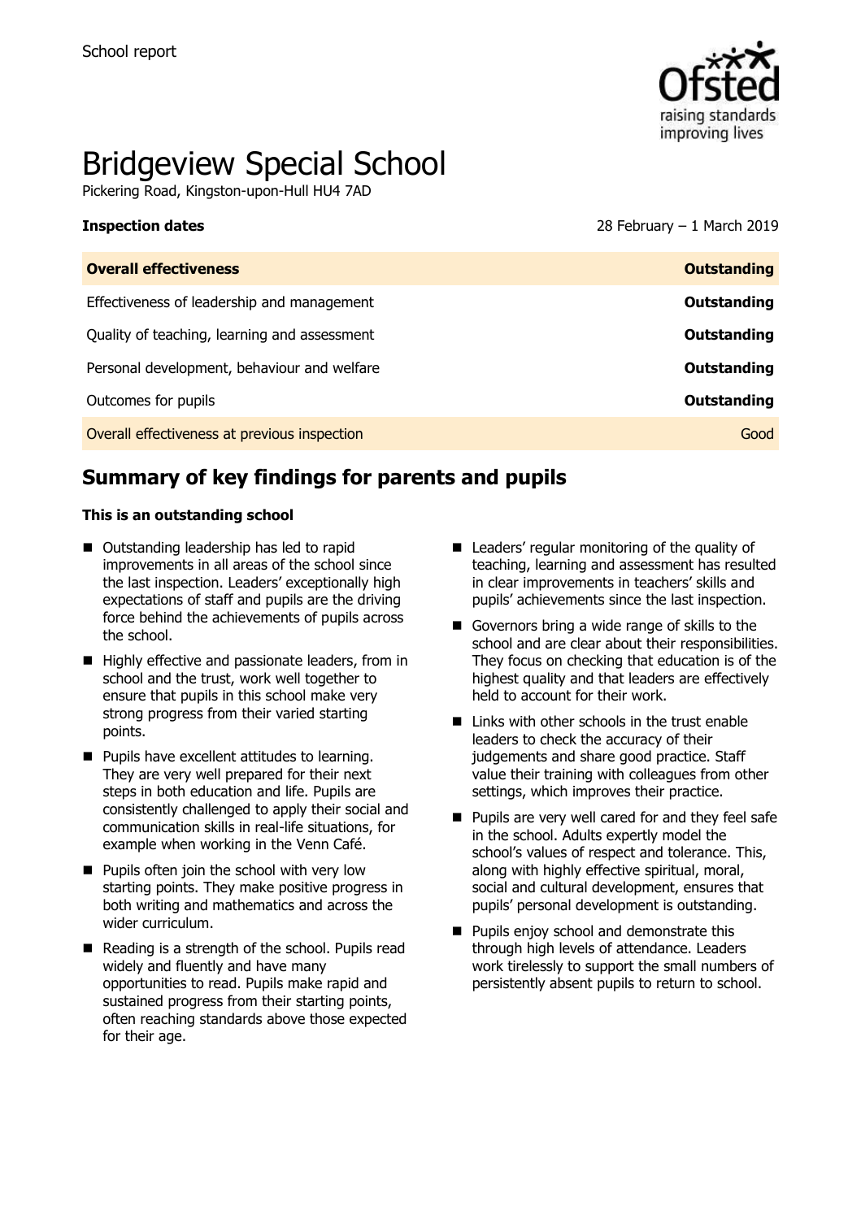School report

# Bridgeview Special School

Pickering Road, Kingston-upon-Hull HU4 7AD

**Inspection dates** 28 February – 1 March 2019

| **Overall effectiveness** | **Outstanding** |
|---|---|
| Effectiveness of leadership and management | **Outstanding** |
| Quality of teaching, learning and assessment | **Outstanding** |
| Personal development, behaviour and welfare | **Outstanding** |
| Outcomes for pupils | **Outstanding** |
| Overall effectiveness at previous inspection | Good |

## Summary of key findings for parents and pupils

**This is an outstanding school**

- Outstanding leadership has led to rapid improvements in all areas of the school since the last inspection. Leaders' exceptionally high expectations of staff and pupils are the driving force behind the achievements of pupils across the school.
- Highly effective and passionate leaders, from in school and the trust, work well together to ensure that pupils in this school make very strong progress from their varied starting points.
- Pupils have excellent attitudes to learning. They are very well prepared for their next steps in both education and life. Pupils are consistently challenged to apply their social and communication skills in real-life situations, for example when working in the Venn Café.
- Pupils often join the school with very low starting points. They make positive progress in both writing and mathematics and across the wider curriculum.
- Reading is a strength of the school. Pupils read widely and fluently and have many opportunities to read. Pupils make rapid and sustained progress from their starting points, often reaching standards above those expected for their age.
- Leaders' regular monitoring of the quality of teaching, learning and assessment has resulted in clear improvements in teachers' skills and pupils' achievements since the last inspection.
- Governors bring a wide range of skills to the school and are clear about their responsibilities. They focus on checking that education is of the highest quality and that leaders are effectively held to account for their work.
- Links with other schools in the trust enable leaders to check the accuracy of their judgements and share good practice. Staff value their training with colleagues from other settings, which improves their practice.
- Pupils are very well cared for and they feel safe in the school. Adults expertly model the school's values of respect and tolerance. This, along with highly effective spiritual, moral, social and cultural development, ensures that pupils' personal development is outstanding.
- Pupils enjoy school and demonstrate this through high levels of attendance. Leaders work tirelessly to support the small numbers of persistently absent pupils to return to school.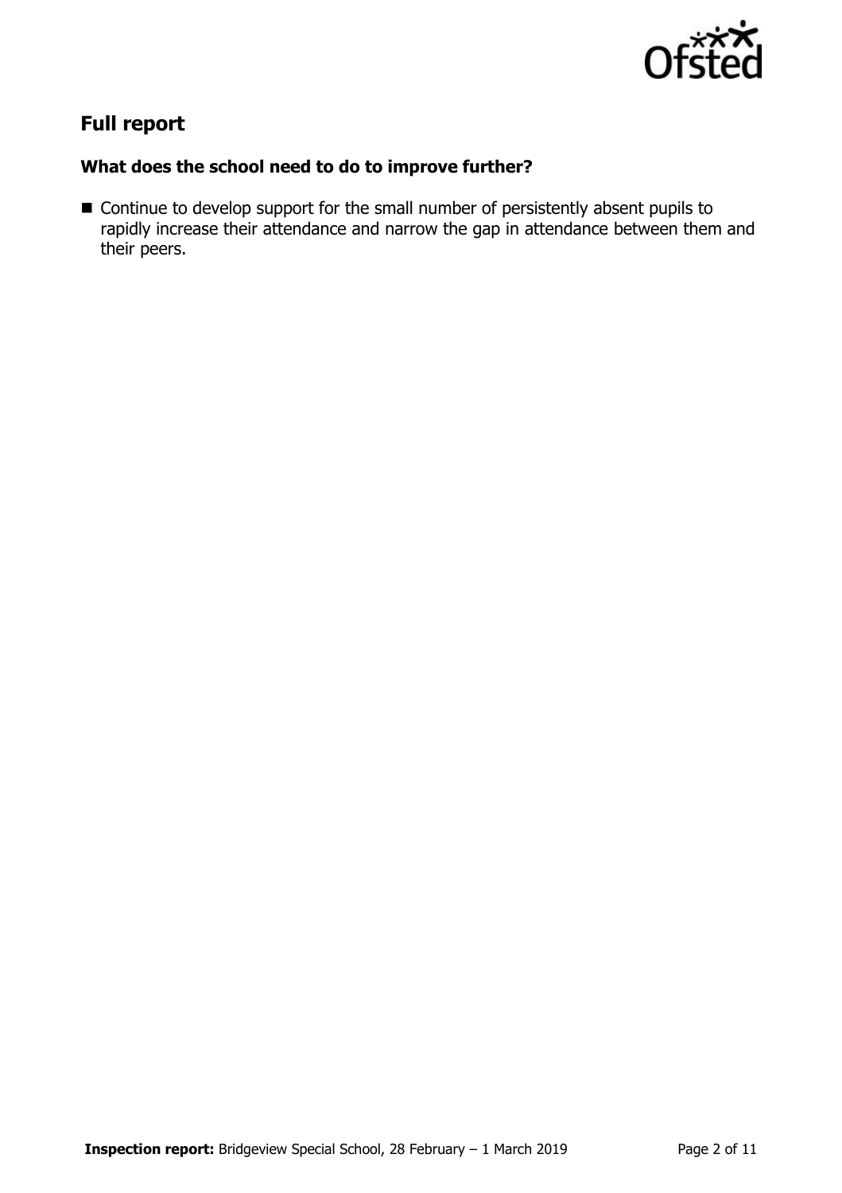## Full report

### What does the school need to do to improve further?

- Continue to develop support for the small number of persistently absent pupils to rapidly increase their attendance and narrow the gap in attendance between them and their peers.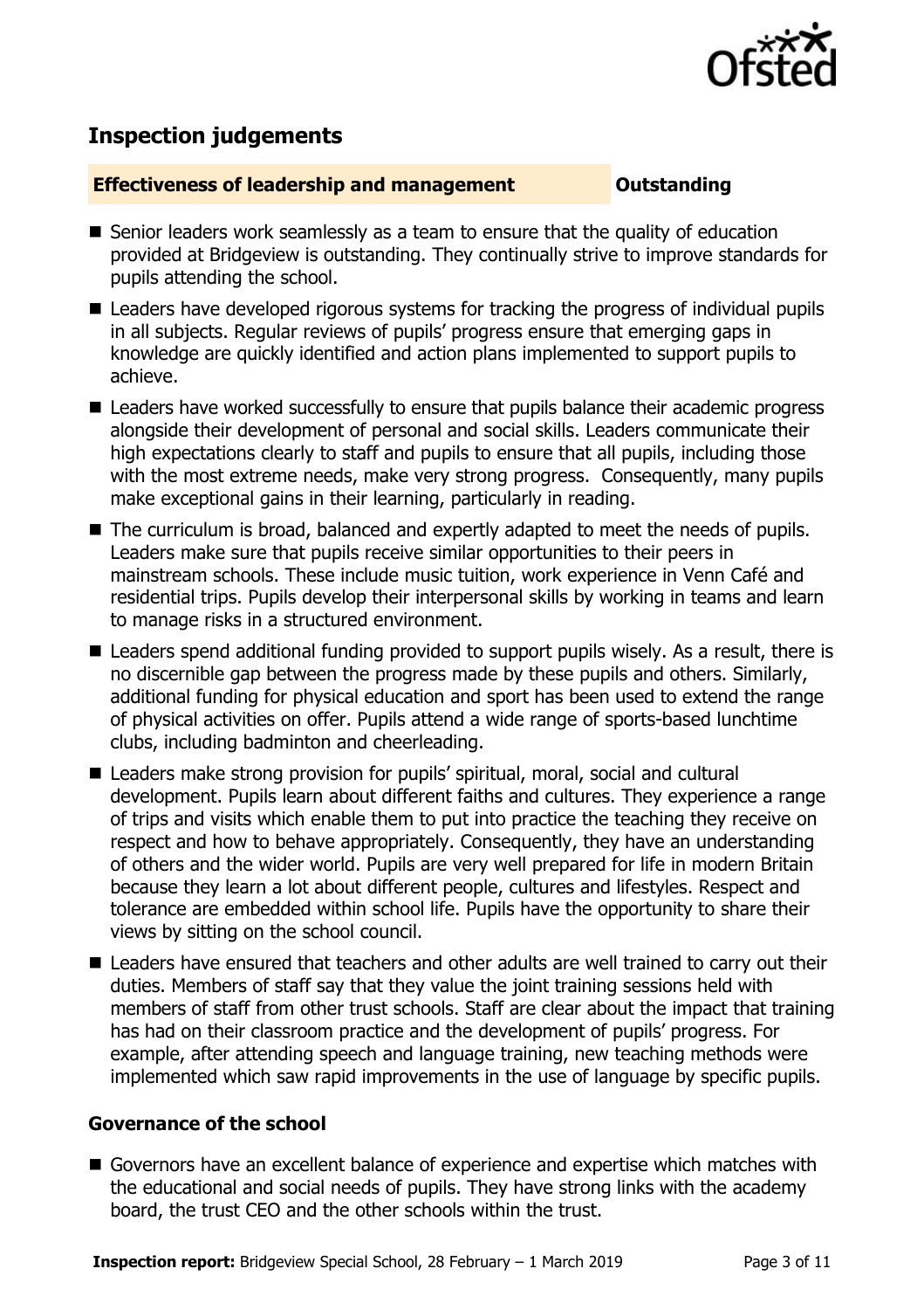## Inspection judgements

**Effectiveness of leadership and management** **Outstanding**

- Senior leaders work seamlessly as a team to ensure that the quality of education provided at Bridgeview is outstanding. They continually strive to improve standards for pupils attending the school.
- Leaders have developed rigorous systems for tracking the progress of individual pupils in all subjects. Regular reviews of pupils' progress ensure that emerging gaps in knowledge are quickly identified and action plans implemented to support pupils to achieve.
- Leaders have worked successfully to ensure that pupils balance their academic progress alongside their development of personal and social skills. Leaders communicate their high expectations clearly to staff and pupils to ensure that all pupils, including those with the most extreme needs, make very strong progress. Consequently, many pupils make exceptional gains in their learning, particularly in reading.
- The curriculum is broad, balanced and expertly adapted to meet the needs of pupils. Leaders make sure that pupils receive similar opportunities to their peers in mainstream schools. These include music tuition, work experience in Venn Café and residential trips. Pupils develop their interpersonal skills by working in teams and learn to manage risks in a structured environment.
- Leaders spend additional funding provided to support pupils wisely. As a result, there is no discernible gap between the progress made by these pupils and others. Similarly, additional funding for physical education and sport has been used to extend the range of physical activities on offer. Pupils attend a wide range of sports-based lunchtime clubs, including badminton and cheerleading.
- Leaders make strong provision for pupils' spiritual, moral, social and cultural development. Pupils learn about different faiths and cultures. They experience a range of trips and visits which enable them to put into practice the teaching they receive on respect and how to behave appropriately. Consequently, they have an understanding of others and the wider world. Pupils are very well prepared for life in modern Britain because they learn a lot about different people, cultures and lifestyles. Respect and tolerance are embedded within school life. Pupils have the opportunity to share their views by sitting on the school council.
- Leaders have ensured that teachers and other adults are well trained to carry out their duties. Members of staff say that they value the joint training sessions held with members of staff from other trust schools. Staff are clear about the impact that training has had on their classroom practice and the development of pupils' progress. For example, after attending speech and language training, new teaching methods were implemented which saw rapid improvements in the use of language by specific pupils.

### Governance of the school

- Governors have an excellent balance of experience and expertise which matches with the educational and social needs of pupils. They have strong links with the academy board, the trust CEO and the other schools within the trust.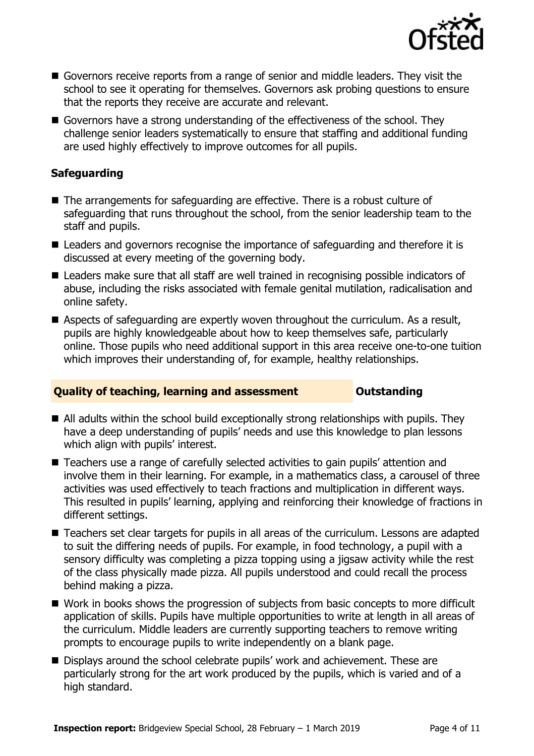- Governors receive reports from a range of senior and middle leaders. They visit the school to see it operating for themselves. Governors ask probing questions to ensure that the reports they receive are accurate and relevant.
- Governors have a strong understanding of the effectiveness of the school. They challenge senior leaders systematically to ensure that staffing and additional funding are used highly effectively to improve outcomes for all pupils.

### Safeguarding

- The arrangements for safeguarding are effective. There is a robust culture of safeguarding that runs throughout the school, from the senior leadership team to the staff and pupils.
- Leaders and governors recognise the importance of safeguarding and therefore it is discussed at every meeting of the governing body.
- Leaders make sure that all staff are well trained in recognising possible indicators of abuse, including the risks associated with female genital mutilation, radicalisation and online safety.
- Aspects of safeguarding are expertly woven throughout the curriculum. As a result, pupils are highly knowledgeable about how to keep themselves safe, particularly online. Those pupils who need additional support in this area receive one-to-one tuition which improves their understanding of, for example, healthy relationships.

## Quality of teaching, learning and assessment — Outstanding

- All adults within the school build exceptionally strong relationships with pupils. They have a deep understanding of pupils' needs and use this knowledge to plan lessons which align with pupils' interest.
- Teachers use a range of carefully selected activities to gain pupils' attention and involve them in their learning. For example, in a mathematics class, a carousel of three activities was used effectively to teach fractions and multiplication in different ways. This resulted in pupils' learning, applying and reinforcing their knowledge of fractions in different settings.
- Teachers set clear targets for pupils in all areas of the curriculum. Lessons are adapted to suit the differing needs of pupils. For example, in food technology, a pupil with a sensory difficulty was completing a pizza topping using a jigsaw activity while the rest of the class physically made pizza. All pupils understood and could recall the process behind making a pizza.
- Work in books shows the progression of subjects from basic concepts to more difficult application of skills. Pupils have multiple opportunities to write at length in all areas of the curriculum. Middle leaders are currently supporting teachers to remove writing prompts to encourage pupils to write independently on a blank page.
- Displays around the school celebrate pupils' work and achievement. These are particularly strong for the art work produced by the pupils, which is varied and of a high standard.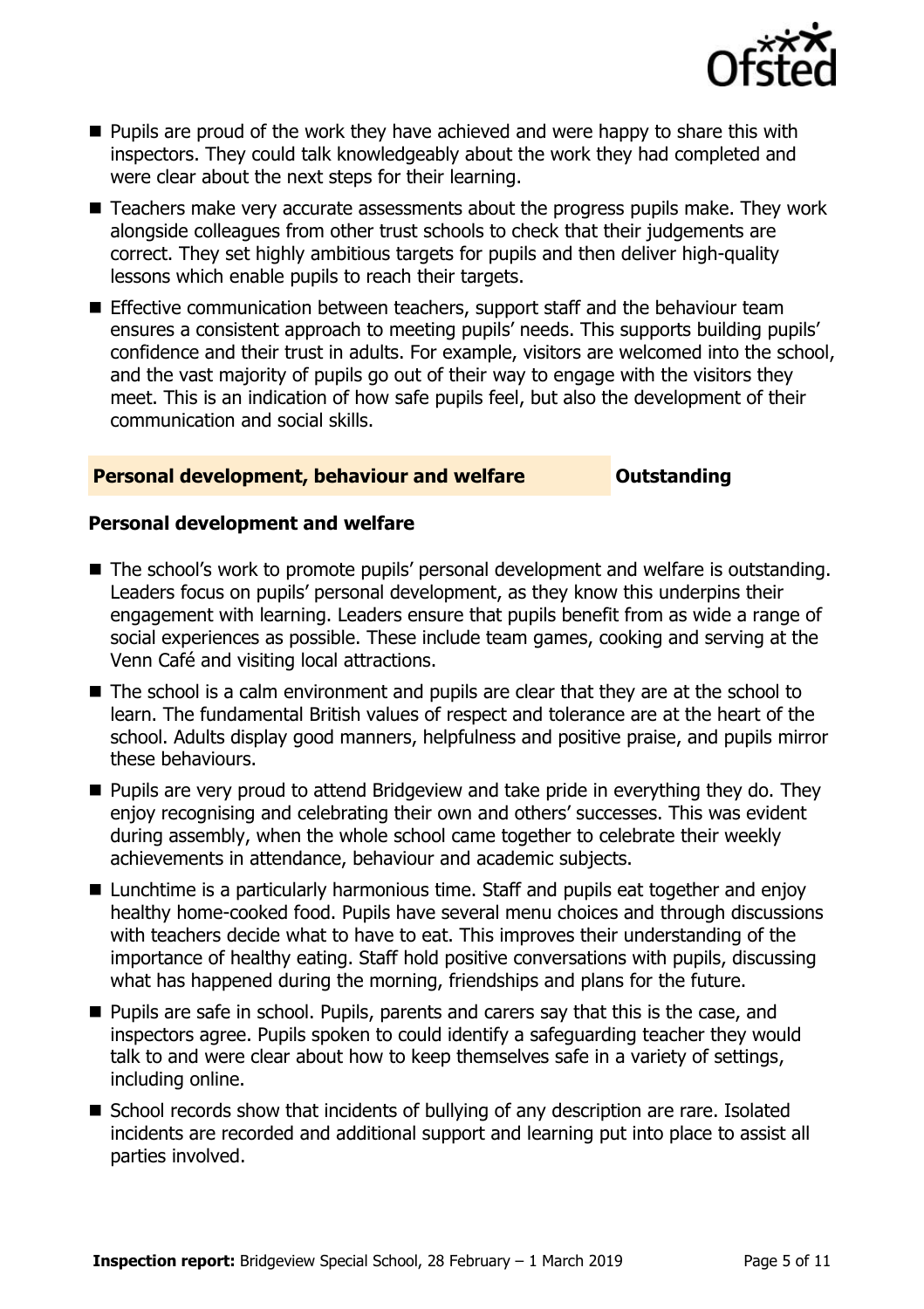- Pupils are proud of the work they have achieved and were happy to share this with inspectors. They could talk knowledgeably about the work they had completed and were clear about the next steps for their learning.
- Teachers make very accurate assessments about the progress pupils make. They work alongside colleagues from other trust schools to check that their judgements are correct. They set highly ambitious targets for pupils and then deliver high-quality lessons which enable pupils to reach their targets.
- Effective communication between teachers, support staff and the behaviour team ensures a consistent approach to meeting pupils' needs. This supports building pupils' confidence and their trust in adults. For example, visitors are welcomed into the school, and the vast majority of pupils go out of their way to engage with the visitors they meet. This is an indication of how safe pupils feel, but also the development of their communication and social skills.

## Personal development, behaviour and welfare — Outstanding

### Personal development and welfare

- The school's work to promote pupils' personal development and welfare is outstanding. Leaders focus on pupils' personal development, as they know this underpins their engagement with learning. Leaders ensure that pupils benefit from as wide a range of social experiences as possible. These include team games, cooking and serving at the Venn Café and visiting local attractions.
- The school is a calm environment and pupils are clear that they are at the school to learn. The fundamental British values of respect and tolerance are at the heart of the school. Adults display good manners, helpfulness and positive praise, and pupils mirror these behaviours.
- Pupils are very proud to attend Bridgeview and take pride in everything they do. They enjoy recognising and celebrating their own and others' successes. This was evident during assembly, when the whole school came together to celebrate their weekly achievements in attendance, behaviour and academic subjects.
- Lunchtime is a particularly harmonious time. Staff and pupils eat together and enjoy healthy home-cooked food. Pupils have several menu choices and through discussions with teachers decide what to have to eat. This improves their understanding of the importance of healthy eating. Staff hold positive conversations with pupils, discussing what has happened during the morning, friendships and plans for the future.
- Pupils are safe in school. Pupils, parents and carers say that this is the case, and inspectors agree. Pupils spoken to could identify a safeguarding teacher they would talk to and were clear about how to keep themselves safe in a variety of settings, including online.
- School records show that incidents of bullying of any description are rare. Isolated incidents are recorded and additional support and learning put into place to assist all parties involved.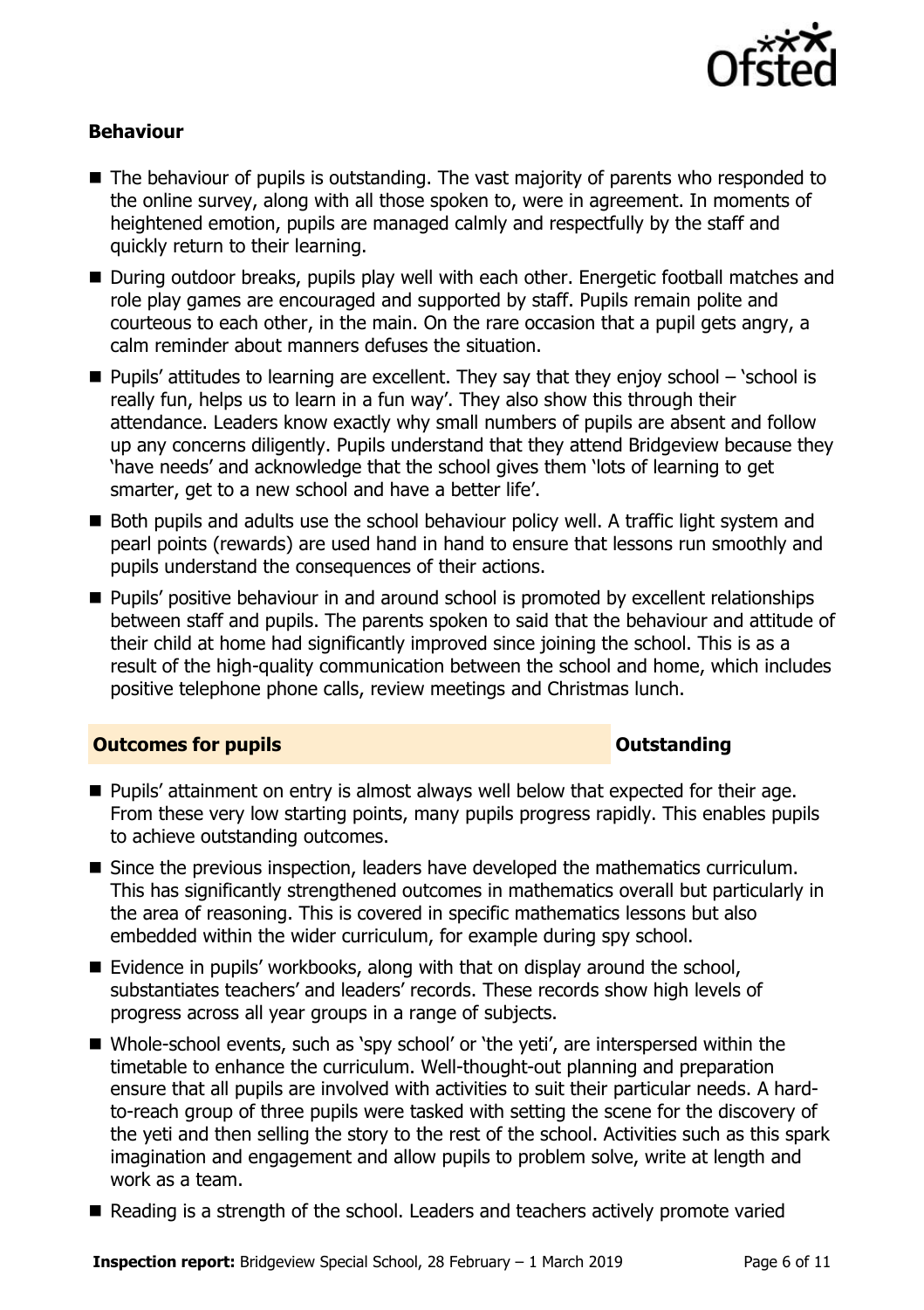### Behaviour

- The behaviour of pupils is outstanding. The vast majority of parents who responded to the online survey, along with all those spoken to, were in agreement. In moments of heightened emotion, pupils are managed calmly and respectfully by the staff and quickly return to their learning.
- During outdoor breaks, pupils play well with each other. Energetic football matches and role play games are encouraged and supported by staff. Pupils remain polite and courteous to each other, in the main. On the rare occasion that a pupil gets angry, a calm reminder about manners defuses the situation.
- Pupils' attitudes to learning are excellent. They say that they enjoy school – 'school is really fun, helps us to learn in a fun way'. They also show this through their attendance. Leaders know exactly why small numbers of pupils are absent and follow up any concerns diligently. Pupils understand that they attend Bridgeview because they 'have needs' and acknowledge that the school gives them 'lots of learning to get smarter, get to a new school and have a better life'.
- Both pupils and adults use the school behaviour policy well. A traffic light system and pearl points (rewards) are used hand in hand to ensure that lessons run smoothly and pupils understand the consequences of their actions.
- Pupils' positive behaviour in and around school is promoted by excellent relationships between staff and pupils. The parents spoken to said that the behaviour and attitude of their child at home had significantly improved since joining the school. This is as a result of the high-quality communication between the school and home, which includes positive telephone phone calls, review meetings and Christmas lunch.

### Outcomes for pupils — Outstanding

- Pupils' attainment on entry is almost always well below that expected for their age. From these very low starting points, many pupils progress rapidly. This enables pupils to achieve outstanding outcomes.
- Since the previous inspection, leaders have developed the mathematics curriculum. This has significantly strengthened outcomes in mathematics overall but particularly in the area of reasoning. This is covered in specific mathematics lessons but also embedded within the wider curriculum, for example during spy school.
- Evidence in pupils' workbooks, along with that on display around the school, substantiates teachers' and leaders' records. These records show high levels of progress across all year groups in a range of subjects.
- Whole-school events, such as 'spy school' or 'the yeti', are interspersed within the timetable to enhance the curriculum. Well-thought-out planning and preparation ensure that all pupils are involved with activities to suit their particular needs. A hard-to-reach group of three pupils were tasked with setting the scene for the discovery of the yeti and then selling the story to the rest of the school. Activities such as this spark imagination and engagement and allow pupils to problem solve, write at length and work as a team.
- Reading is a strength of the school. Leaders and teachers actively promote varied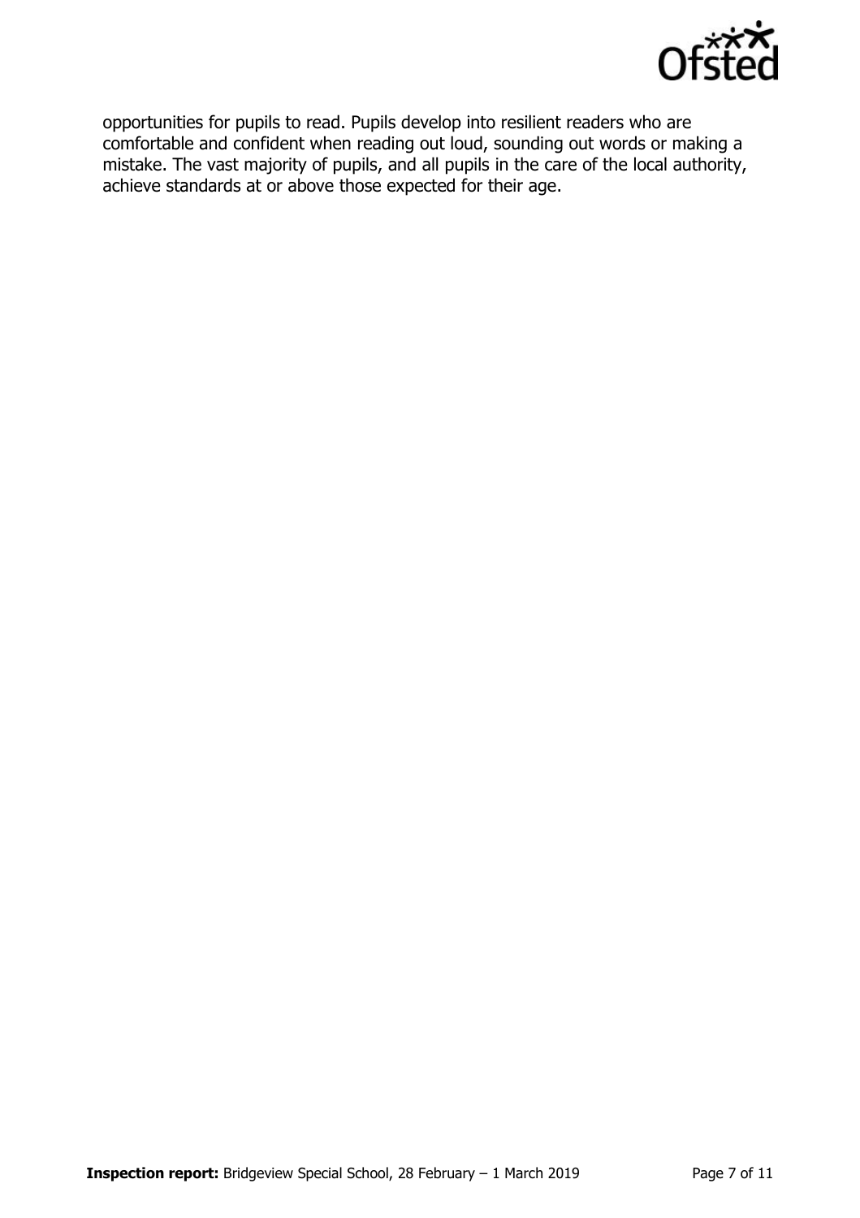opportunities for pupils to read. Pupils develop into resilient readers who are comfortable and confident when reading out loud, sounding out words or making a mistake. The vast majority of pupils, and all pupils in the care of the local authority, achieve standards at or above those expected for their age.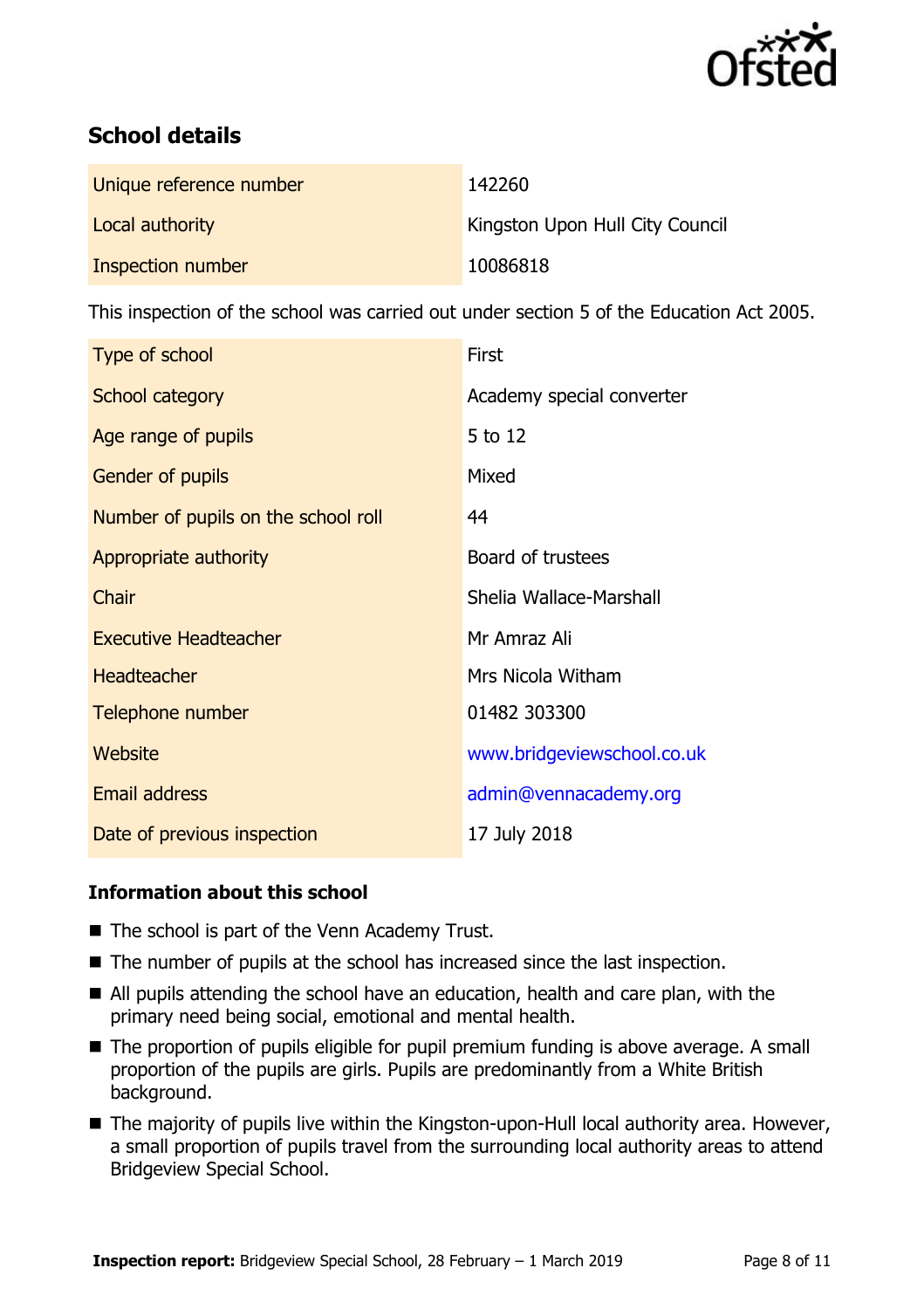## School details

| | |
|---|---|
| Unique reference number | 142260 |
| Local authority | Kingston Upon Hull City Council |
| Inspection number | 10086818 |

This inspection of the school was carried out under section 5 of the Education Act 2005.

| | |
|---|---|
| Type of school | First |
| School category | Academy special converter |
| Age range of pupils | 5 to 12 |
| Gender of pupils | Mixed |
| Number of pupils on the school roll | 44 |
| Appropriate authority | Board of trustees |
| Chair | Shelia Wallace-Marshall |
| Executive Headteacher | Mr Amraz Ali |
| Headteacher | Mrs Nicola Witham |
| Telephone number | 01482 303300 |
| Website | www.bridgeviewschool.co.uk |
| Email address | admin@vennacademy.org |
| Date of previous inspection | 17 July 2018 |

### Information about this school

- The school is part of the Venn Academy Trust.
- The number of pupils at the school has increased since the last inspection.
- All pupils attending the school have an education, health and care plan, with the primary need being social, emotional and mental health.
- The proportion of pupils eligible for pupil premium funding is above average. A small proportion of the pupils are girls. Pupils are predominantly from a White British background.
- The majority of pupils live within the Kingston-upon-Hull local authority area. However, a small proportion of pupils travel from the surrounding local authority areas to attend Bridgeview Special School.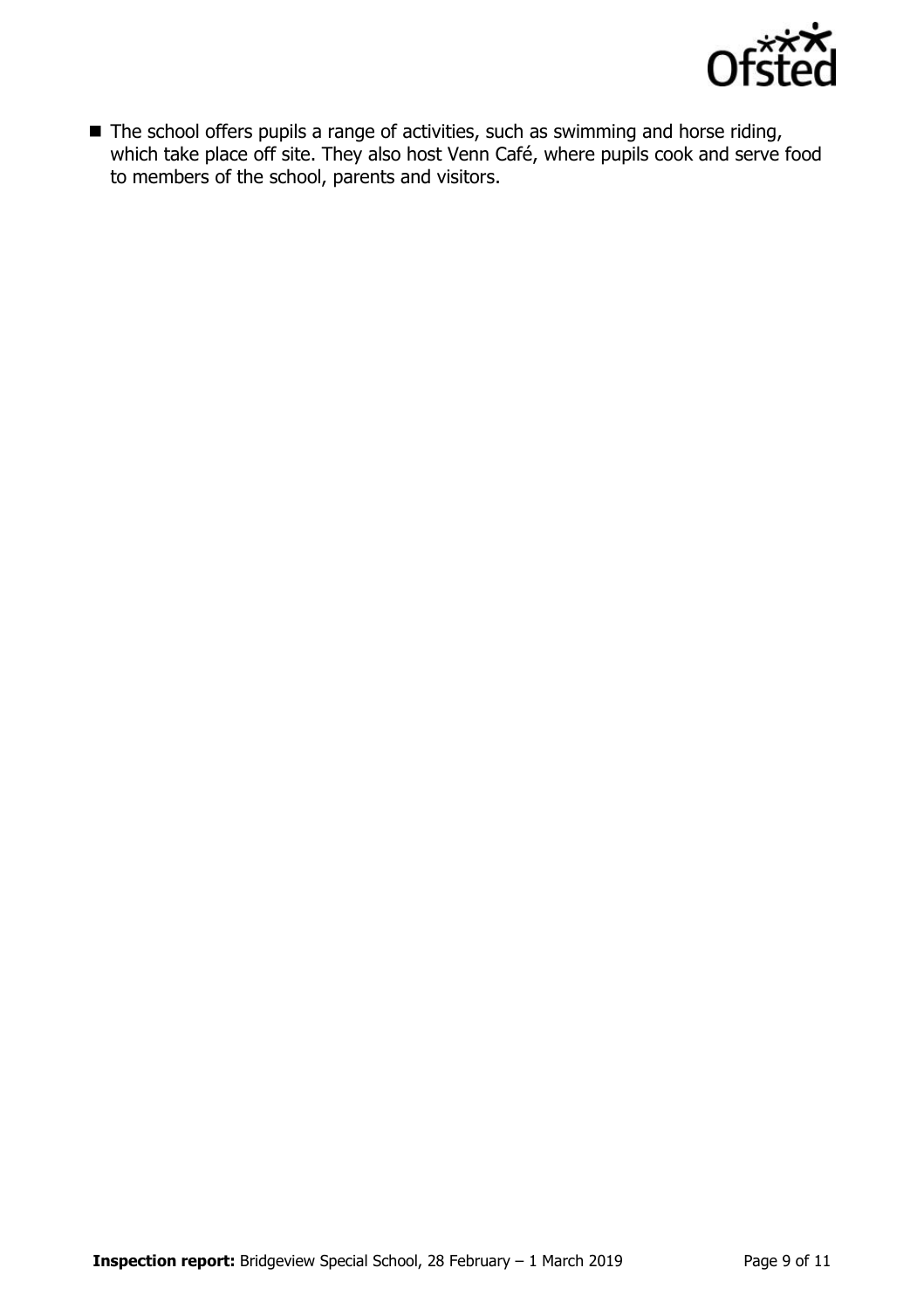- The school offers pupils a range of activities, such as swimming and horse riding, which take place off site. They also host Venn Café, where pupils cook and serve food to members of the school, parents and visitors.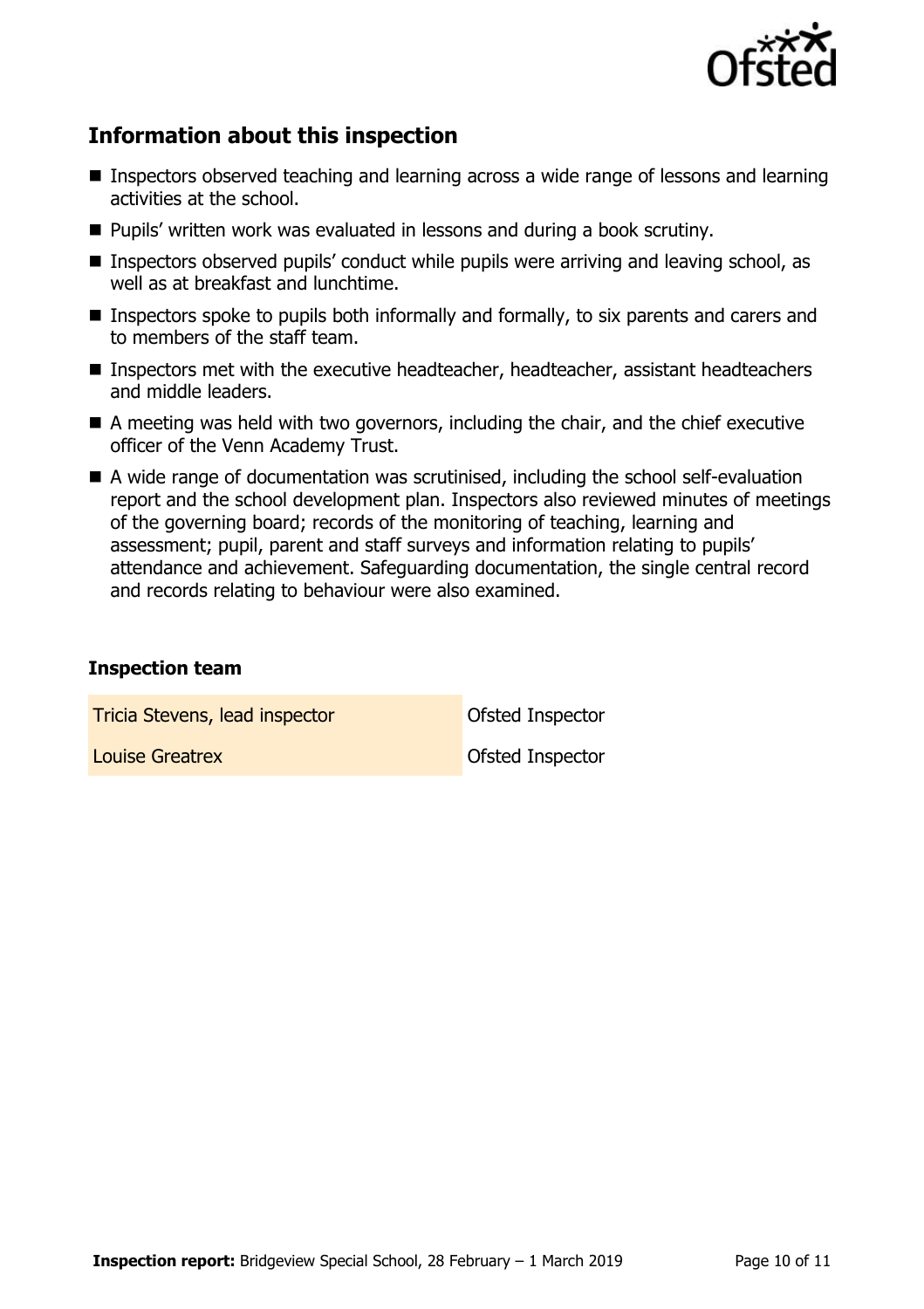## Information about this inspection

- Inspectors observed teaching and learning across a wide range of lessons and learning activities at the school.
- Pupils' written work was evaluated in lessons and during a book scrutiny.
- Inspectors observed pupils' conduct while pupils were arriving and leaving school, as well as at breakfast and lunchtime.
- Inspectors spoke to pupils both informally and formally, to six parents and carers and to members of the staff team.
- Inspectors met with the executive headteacher, headteacher, assistant headteachers and middle leaders.
- A meeting was held with two governors, including the chair, and the chief executive officer of the Venn Academy Trust.
- A wide range of documentation was scrutinised, including the school self-evaluation report and the school development plan. Inspectors also reviewed minutes of meetings of the governing board; records of the monitoring of teaching, learning and assessment; pupil, parent and staff surveys and information relating to pupils' attendance and achievement. Safeguarding documentation, the single central record and records relating to behaviour were also examined.

### Inspection team

| | |
|---|---|
| Tricia Stevens, lead inspector | Ofsted Inspector |
| Louise Greatrex | Ofsted Inspector |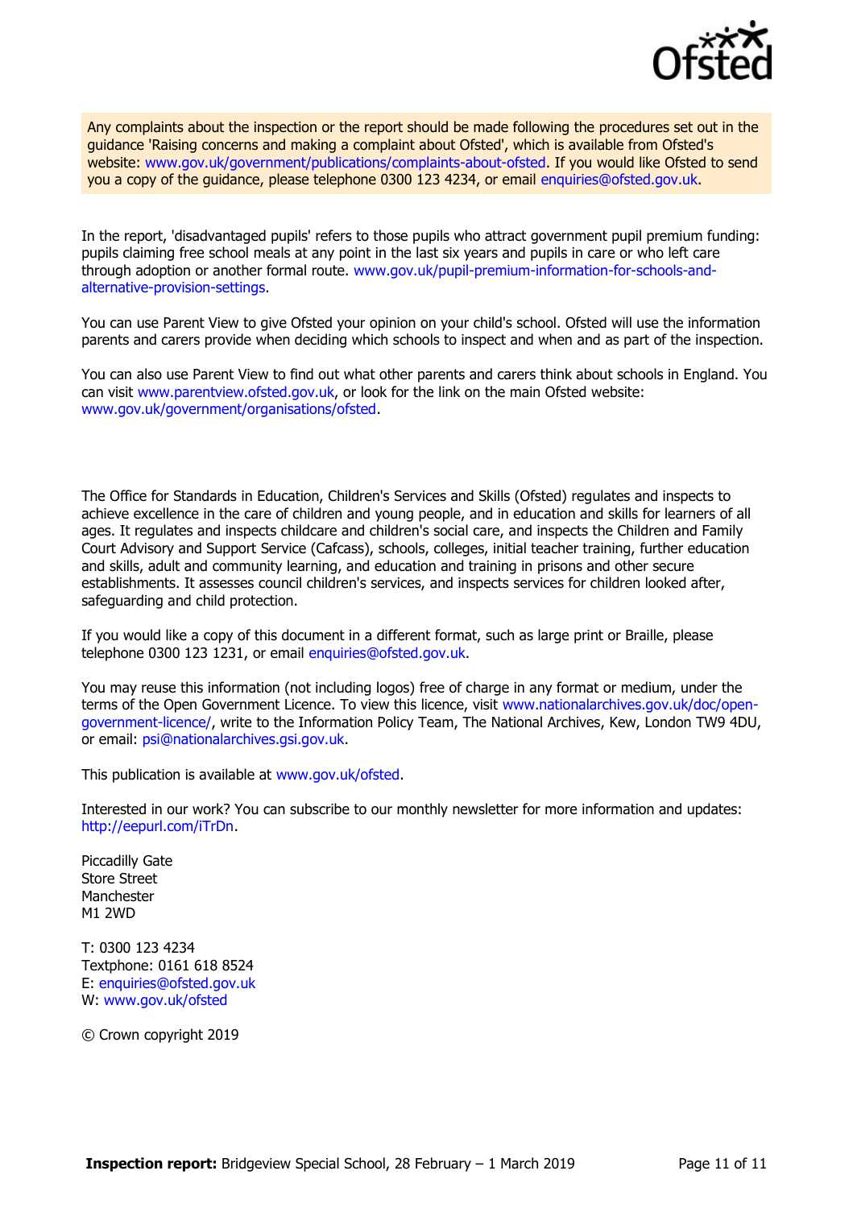Any complaints about the inspection or the report should be made following the procedures set out in the guidance 'Raising concerns and making a complaint about Ofsted', which is available from Ofsted's website: www.gov.uk/government/publications/complaints-about-ofsted. If you would like Ofsted to send you a copy of the guidance, please telephone 0300 123 4234, or email enquiries@ofsted.gov.uk.

In the report, 'disadvantaged pupils' refers to those pupils who attract government pupil premium funding: pupils claiming free school meals at any point in the last six years and pupils in care or who left care through adoption or another formal route. www.gov.uk/pupil-premium-information-for-schools-and-alternative-provision-settings.

You can use Parent View to give Ofsted your opinion on your child's school. Ofsted will use the information parents and carers provide when deciding which schools to inspect and when and as part of the inspection.

You can also use Parent View to find out what other parents and carers think about schools in England. You can visit www.parentview.ofsted.gov.uk, or look for the link on the main Ofsted website: www.gov.uk/government/organisations/ofsted.

The Office for Standards in Education, Children's Services and Skills (Ofsted) regulates and inspects to achieve excellence in the care of children and young people, and in education and skills for learners of all ages. It regulates and inspects childcare and children's social care, and inspects the Children and Family Court Advisory and Support Service (Cafcass), schools, colleges, initial teacher training, further education and skills, adult and community learning, and education and training in prisons and other secure establishments. It assesses council children's services, and inspects services for children looked after, safeguarding and child protection.

If you would like a copy of this document in a different format, such as large print or Braille, please telephone 0300 123 1231, or email enquiries@ofsted.gov.uk.

You may reuse this information (not including logos) free of charge in any format or medium, under the terms of the Open Government Licence. To view this licence, visit www.nationalarchives.gov.uk/doc/open-government-licence/, write to the Information Policy Team, The National Archives, Kew, London TW9 4DU, or email: psi@nationalarchives.gsi.gov.uk.

This publication is available at www.gov.uk/ofsted.

Interested in our work? You can subscribe to our monthly newsletter for more information and updates: http://eepurl.com/iTrDn.

Piccadilly Gate  
Store Street  
Manchester  
M1 2WD

T: 0300 123 4234  
Textphone: 0161 618 8524  
E: enquiries@ofsted.gov.uk  
W: www.gov.uk/ofsted

© Crown copyright 2019